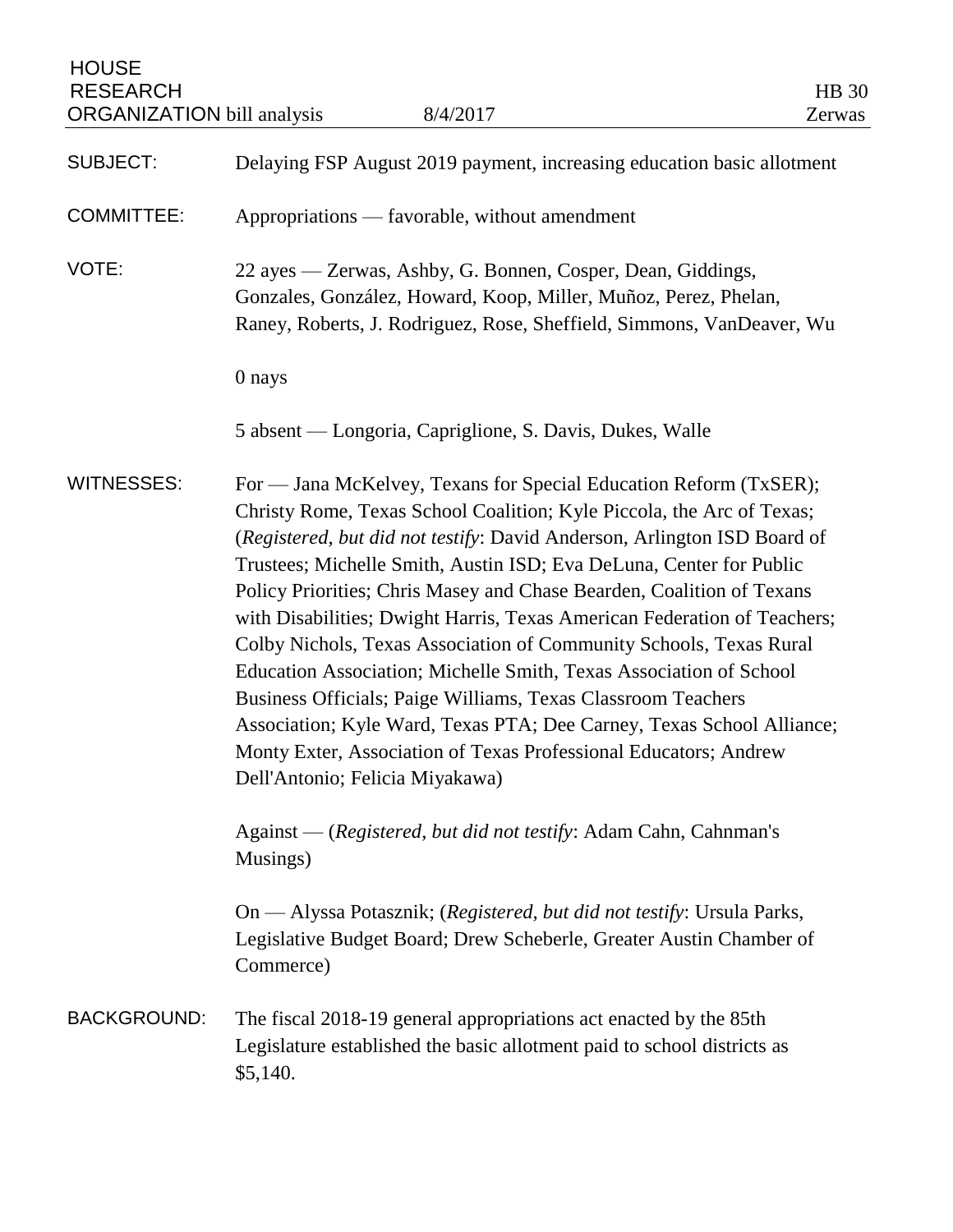HOUSE
RESEARCH
ORGANIZATION bill analysis 8/4/2017

HB 30
Zerwas

**SUBJECT:** Delaying FSP August 2019 payment, increasing education basic allotment

**COMMITTEE:** Appropriations — favorable, without amendment

**VOTE:** 22 ayes — Zerwas, Ashby, G. Bonnen, Cosper, Dean, Giddings, Gonzales, González, Howard, Koop, Miller, Muñoz, Perez, Phelan, Raney, Roberts, J. Rodriguez, Rose, Sheffield, Simmons, VanDeaver, Wu

0 nays

5 absent — Longoria, Capriglione, S. Davis, Dukes, Walle

**WITNESSES:** For — Jana McKelvey, Texans for Special Education Reform (TxSER); Christy Rome, Texas School Coalition; Kyle Piccola, the Arc of Texas; (*Registered, but did not testify*: David Anderson, Arlington ISD Board of Trustees; Michelle Smith, Austin ISD; Eva DeLuna, Center for Public Policy Priorities; Chris Masey and Chase Bearden, Coalition of Texans with Disabilities; Dwight Harris, Texas American Federation of Teachers; Colby Nichols, Texas Association of Community Schools, Texas Rural Education Association; Michelle Smith, Texas Association of School Business Officials; Paige Williams, Texas Classroom Teachers Association; Kyle Ward, Texas PTA; Dee Carney, Texas School Alliance; Monty Exter, Association of Texas Professional Educators; Andrew Dell'Antonio; Felicia Miyakawa)

Against — (*Registered, but did not testify*: Adam Cahn, Cahnman's Musings)

On — Alyssa Potasznik; (*Registered, but did not testify*: Ursula Parks, Legislative Budget Board; Drew Scheberle, Greater Austin Chamber of Commerce)

**BACKGROUND:** The fiscal 2018-19 general appropriations act enacted by the 85th Legislature established the basic allotment paid to school districts as $5,140.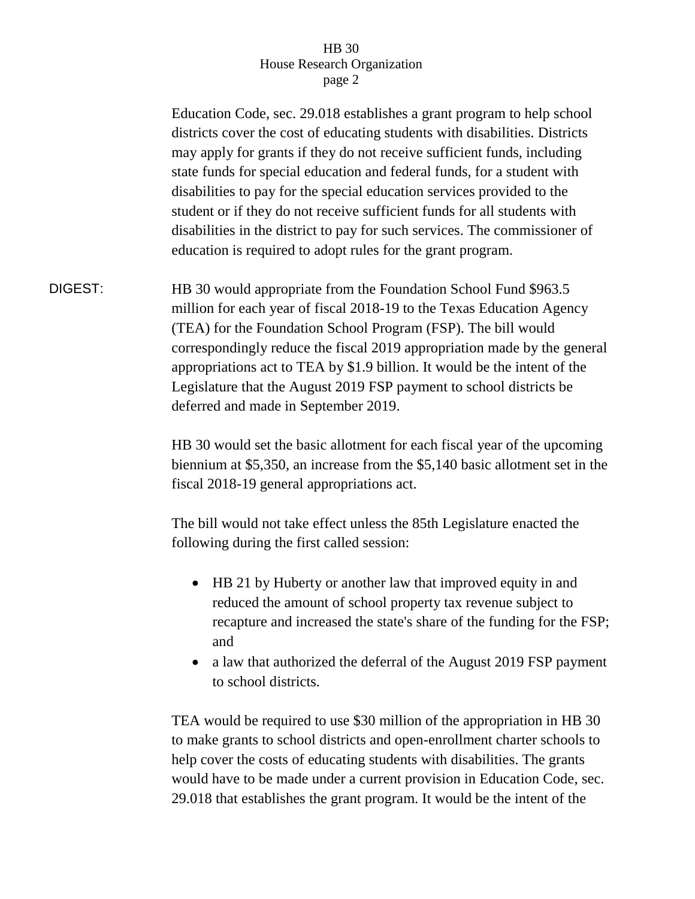Education Code, sec. 29.018 establishes a grant program to help school districts cover the cost of educating students with disabilities. Districts may apply for grants if they do not receive sufficient funds, including state funds for special education and federal funds, for a student with disabilities to pay for the special education services provided to the student or if they do not receive sufficient funds for all students with disabilities in the district to pay for such services. The commissioner of education is required to adopt rules for the grant program.

**DIGEST:** HB 30 would appropriate from the Foundation School Fund $963.5 million for each year of fiscal 2018-19 to the Texas Education Agency (TEA) for the Foundation School Program (FSP). The bill would correspondingly reduce the fiscal 2019 appropriation made by the general appropriations act to TEA by $1.9 billion. It would be the intent of the Legislature that the August 2019 FSP payment to school districts be deferred and made in September 2019.

HB 30 would set the basic allotment for each fiscal year of the upcoming biennium at $5,350, an increase from the $5,140 basic allotment set in the fiscal 2018-19 general appropriations act.

The bill would not take effect unless the 85th Legislature enacted the following during the first called session:

- HB 21 by Huberty or another law that improved equity in and reduced the amount of school property tax revenue subject to recapture and increased the state's share of the funding for the FSP; and
- a law that authorized the deferral of the August 2019 FSP payment to school districts.

TEA would be required to use $30 million of the appropriation in HB 30 to make grants to school districts and open-enrollment charter schools to help cover the costs of educating students with disabilities. The grants would have to be made under a current provision in Education Code, sec. 29.018 that establishes the grant program. It would be the intent of the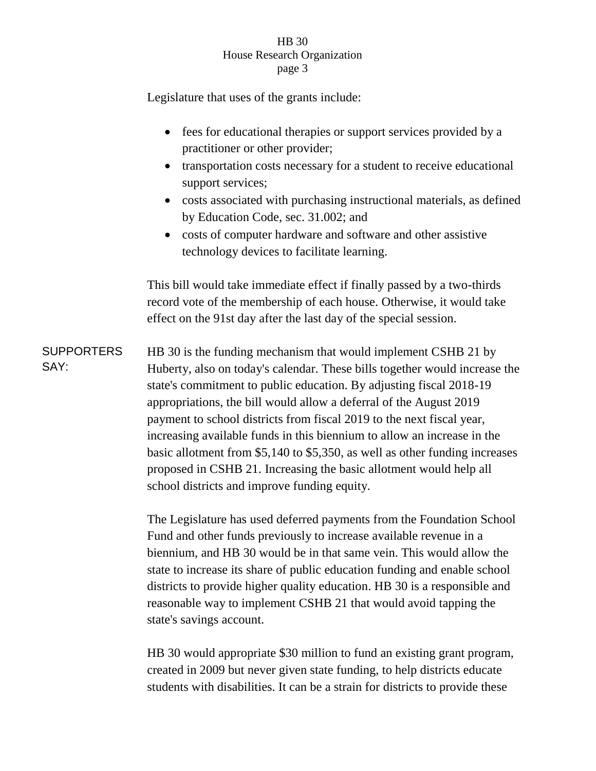Legislature that uses of the grants include:

- fees for educational therapies or support services provided by a practitioner or other provider;
- transportation costs necessary for a student to receive educational support services;
- costs associated with purchasing instructional materials, as defined by Education Code, sec. 31.002; and
- costs of computer hardware and software and other assistive technology devices to facilitate learning.

This bill would take immediate effect if finally passed by a two-thirds record vote of the membership of each house. Otherwise, it would take effect on the 91st day after the last day of the special session.

**SUPPORTERS SAY:**

HB 30 is the funding mechanism that would implement CSHB 21 by Huberty, also on today's calendar. These bills together would increase the state's commitment to public education. By adjusting fiscal 2018-19 appropriations, the bill would allow a deferral of the August 2019 payment to school districts from fiscal 2019 to the next fiscal year, increasing available funds in this biennium to allow an increase in the basic allotment from $5,140 to $5,350, as well as other funding increases proposed in CSHB 21. Increasing the basic allotment would help all school districts and improve funding equity.

The Legislature has used deferred payments from the Foundation School Fund and other funds previously to increase available revenue in a biennium, and HB 30 would be in that same vein. This would allow the state to increase its share of public education funding and enable school districts to provide higher quality education. HB 30 is a responsible and reasonable way to implement CSHB 21 that would avoid tapping the state's savings account.

HB 30 would appropriate $30 million to fund an existing grant program, created in 2009 but never given state funding, to help districts educate students with disabilities. It can be a strain for districts to provide these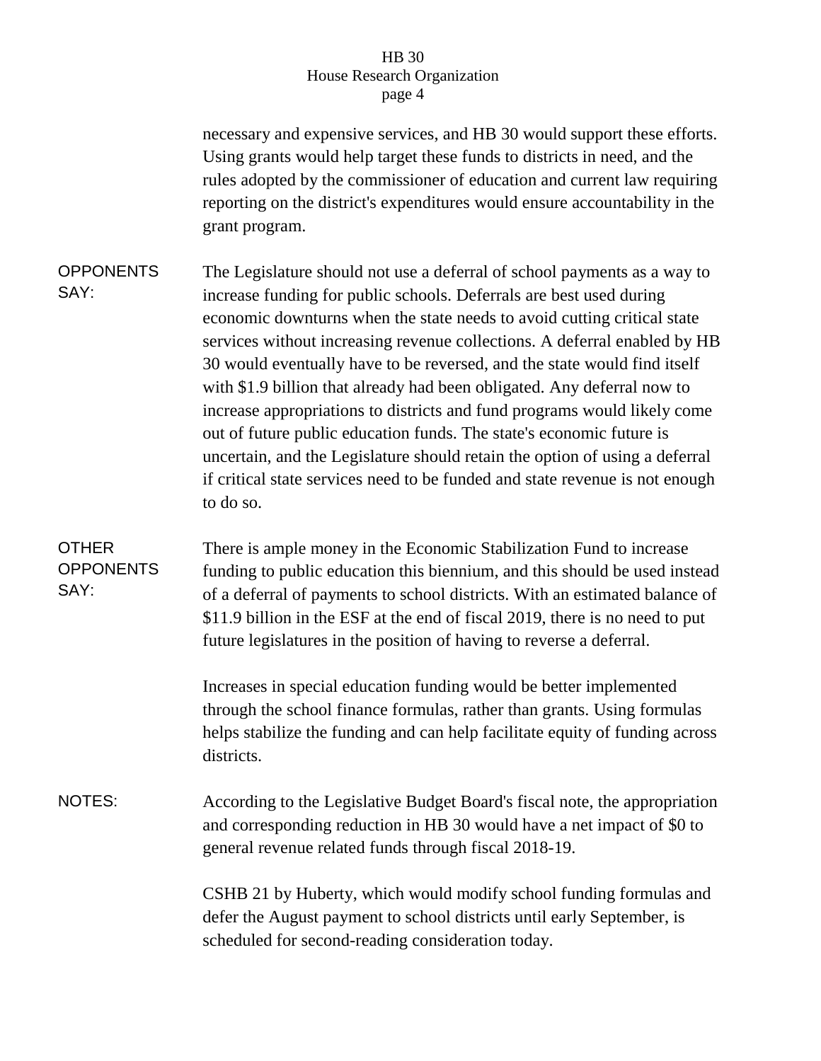necessary and expensive services, and HB 30 would support these efforts. Using grants would help target these funds to districts in need, and the rules adopted by the commissioner of education and current law requiring reporting on the district's expenditures would ensure accountability in the grant program.

**OPPONENTS SAY:**

The Legislature should not use a deferral of school payments as a way to increase funding for public schools. Deferrals are best used during economic downturns when the state needs to avoid cutting critical state services without increasing revenue collections. A deferral enabled by HB 30 would eventually have to be reversed, and the state would find itself with $1.9 billion that already had been obligated. Any deferral now to increase appropriations to districts and fund programs would likely come out of future public education funds. The state's economic future is uncertain, and the Legislature should retain the option of using a deferral if critical state services need to be funded and state revenue is not enough to do so.

**OTHER OPPONENTS SAY:**

There is ample money in the Economic Stabilization Fund to increase funding to public education this biennium, and this should be used instead of a deferral of payments to school districts. With an estimated balance of $11.9 billion in the ESF at the end of fiscal 2019, there is no need to put future legislatures in the position of having to reverse a deferral.

Increases in special education funding would be better implemented through the school finance formulas, rather than grants. Using formulas helps stabilize the funding and can help facilitate equity of funding across districts.

**NOTES:**

According to the Legislative Budget Board's fiscal note, the appropriation and corresponding reduction in HB 30 would have a net impact of $0 to general revenue related funds through fiscal 2018-19.

CSHB 21 by Huberty, which would modify school funding formulas and defer the August payment to school districts until early September, is scheduled for second-reading consideration today.